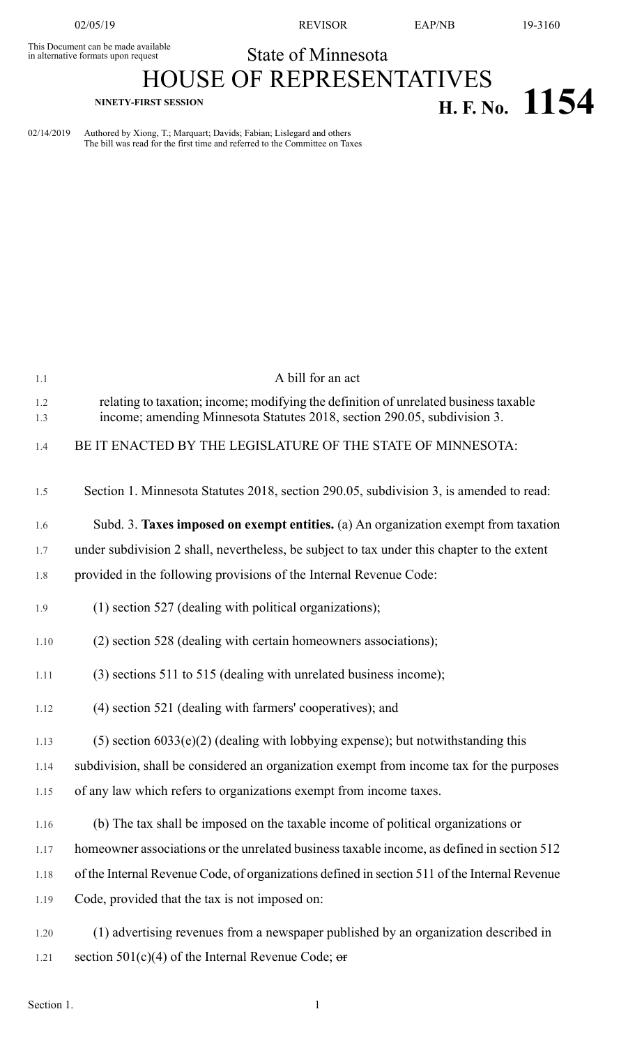This Document can be made available in alternative formats upon request

# State of Minnesota
# HOUSE OF REPRESENTATIVES

**NINETY-FIRST SESSION** **H. F. No. 1154**

02/14/2019 Authored by Xiong, T.; Marquart; Davids; Fabian; Lislegard and others
The bill was read for the first time and referred to the Committee on Taxes

A bill for an act

relating to taxation; income; modifying the definition of unrelated business taxable income; amending Minnesota Statutes 2018, section 290.05, subdivision 3.

BE IT ENACTED BY THE LEGISLATURE OF THE STATE OF MINNESOTA:

Section 1. Minnesota Statutes 2018, section 290.05, subdivision 3, is amended to read:

Subd. 3. **Taxes imposed on exempt entities.** (a) An organization exempt from taxation under subdivision 2 shall, nevertheless, be subject to tax under this chapter to the extent provided in the following provisions of the Internal Revenue Code:

(1) section 527 (dealing with political organizations);

(2) section 528 (dealing with certain homeowners associations);

(3) sections 511 to 515 (dealing with unrelated business income);

(4) section 521 (dealing with farmers' cooperatives); and

(5) section 6033(e)(2) (dealing with lobbying expense); but notwithstanding this subdivision, shall be considered an organization exempt from income tax for the purposes of any law which refers to organizations exempt from income taxes.

(b) The tax shall be imposed on the taxable income of political organizations or homeowner associations or the unrelated business taxable income, as defined in section 512 of the Internal Revenue Code, of organizations defined in section 511 of the Internal Revenue Code, provided that the tax is not imposed on:

(1) advertising revenues from a newspaper published by an organization described in section 501(c)(4) of the Internal Revenue Code; ~~or~~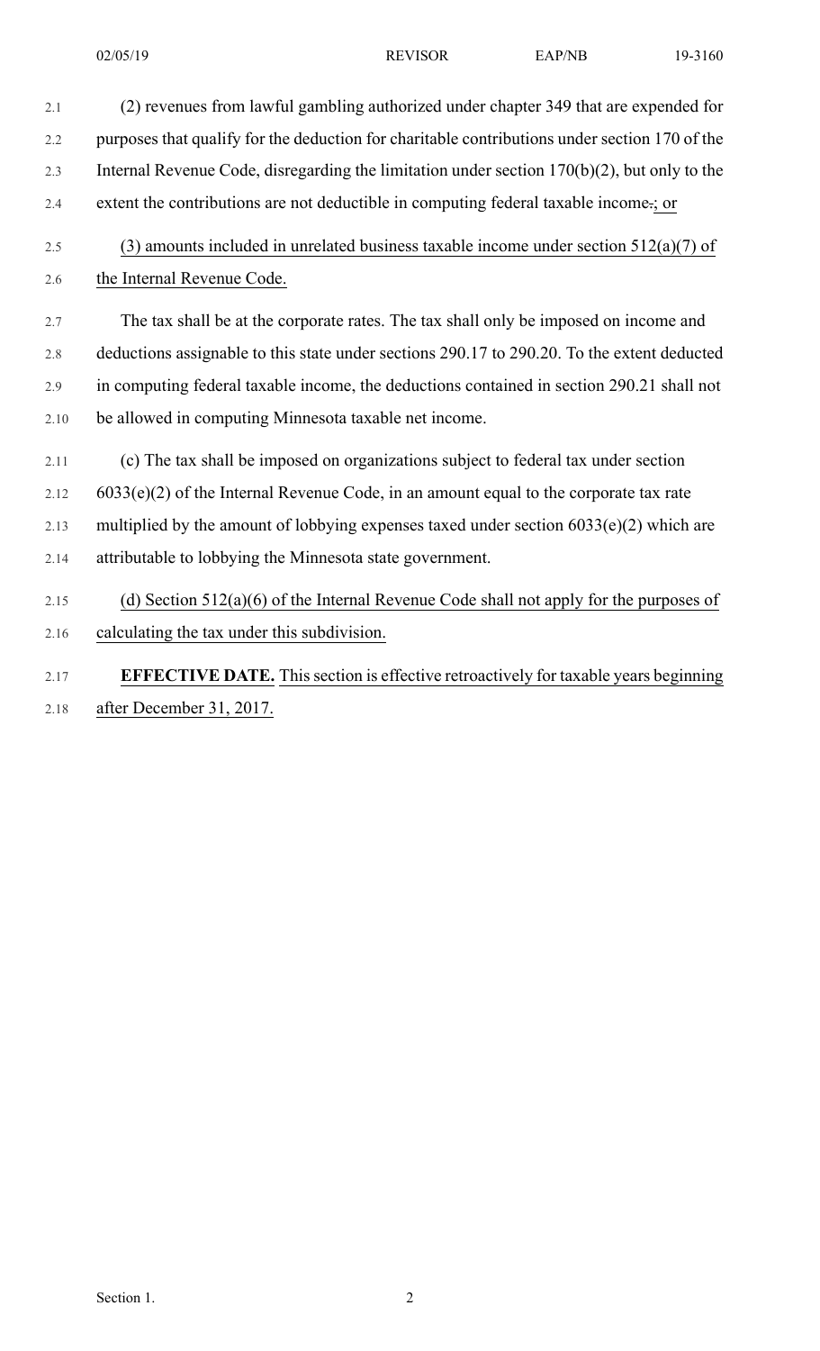(2) revenues from lawful gambling authorized under chapter 349 that are expended for purposes that qualify for the deduction for charitable contributions under section 170 of the Internal Revenue Code, disregarding the limitation under section 170(b)(2), but only to the extent the contributions are not deductible in computing federal taxable income.; or

(3) amounts included in unrelated business taxable income under section 512(a)(7) of the Internal Revenue Code.

The tax shall be at the corporate rates. The tax shall only be imposed on income and deductions assignable to this state under sections 290.17 to 290.20. To the extent deducted in computing federal taxable income, the deductions contained in section 290.21 shall not be allowed in computing Minnesota taxable net income.

(c) The tax shall be imposed on organizations subject to federal tax under section 6033(e)(2) of the Internal Revenue Code, in an amount equal to the corporate tax rate multiplied by the amount of lobbying expenses taxed under section 6033(e)(2) which are attributable to lobbying the Minnesota state government.

(d) Section 512(a)(6) of the Internal Revenue Code shall not apply for the purposes of calculating the tax under this subdivision.

**EFFECTIVE DATE.** This section is effective retroactively for taxable years beginning after December 31, 2017.